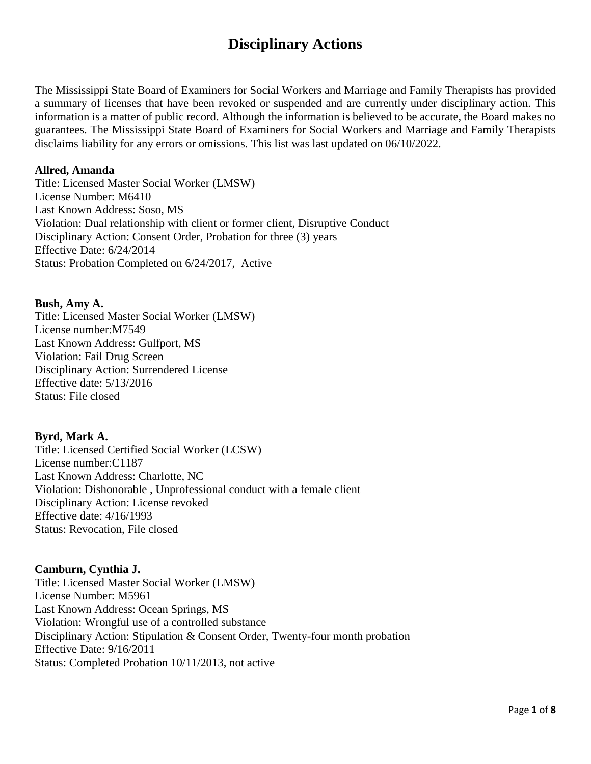# Disciplinary Actions

The Mississippi State Board of Examiners for Social Workers and Marriage and Family Therapists has provided a summary of licenses that have been revoked or suspended and are currently under disciplinary action. This information is a matter of public record. Although the information is believed to be accurate, the Board makes no guarantees. The Mississippi State Board of Examiners for Social Workers and Marriage and Family Therapists disclaims liability for any errors or omissions. This list was last updated on 06/10/2022.

**Allred, Amanda**
Title: Licensed Master Social Worker (LMSW)
License Number: M6410
Last Known Address: Soso, MS
Violation: Dual relationship with client or former client, Disruptive Conduct
Disciplinary Action: Consent Order, Probation for three (3) years
Effective Date: 6/24/2014
Status: Probation Completed on 6/24/2017, Active

**Bush, Amy A.**
Title: Licensed Master Social Worker (LMSW)
License number:M7549
Last Known Address: Gulfport, MS
Violation: Fail Drug Screen
Disciplinary Action: Surrendered License
Effective date: 5/13/2016
Status: File closed

**Byrd, Mark A.**
Title: Licensed Certified Social Worker (LCSW)
License number:C1187
Last Known Address: Charlotte, NC
Violation: Dishonorable , Unprofessional conduct with a female client
Disciplinary Action: License revoked
Effective date: 4/16/1993
Status: Revocation, File closed

**Camburn, Cynthia J.**
Title: Licensed Master Social Worker (LMSW)
License Number: M5961
Last Known Address: Ocean Springs, MS
Violation: Wrongful use of a controlled substance
Disciplinary Action: Stipulation & Consent Order, Twenty-four month probation
Effective Date: 9/16/2011
Status: Completed Probation 10/11/2013, not active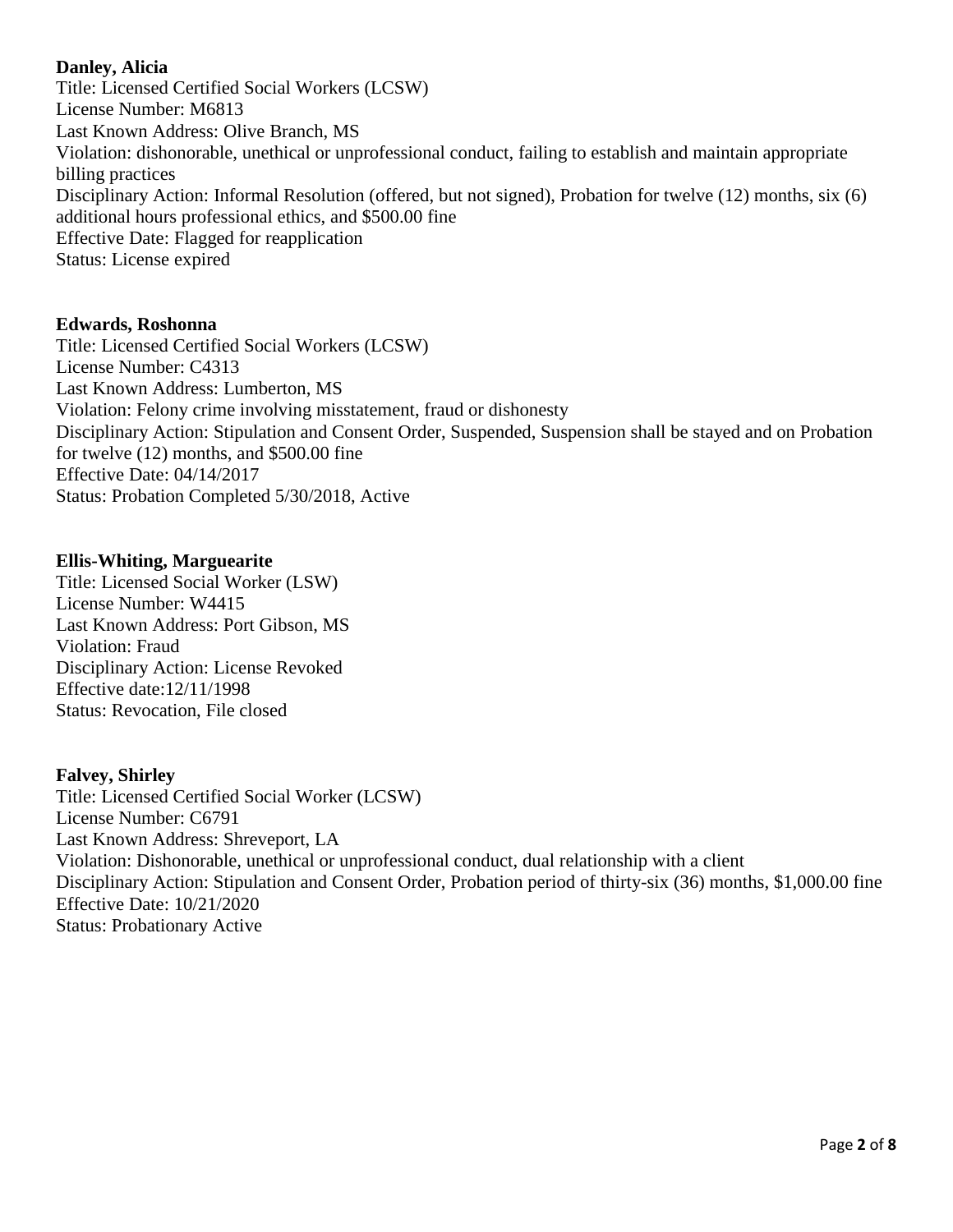**Danley, Alicia**
Title: Licensed Certified Social Workers (LCSW)
License Number: M6813
Last Known Address: Olive Branch, MS
Violation: dishonorable, unethical or unprofessional conduct, failing to establish and maintain appropriate billing practices
Disciplinary Action: Informal Resolution (offered, but not signed), Probation for twelve (12) months, six (6) additional hours professional ethics, and $500.00 fine
Effective Date: Flagged for reapplication
Status: License expired

**Edwards, Roshonna**
Title: Licensed Certified Social Workers (LCSW)
License Number: C4313
Last Known Address: Lumberton, MS
Violation: Felony crime involving misstatement, fraud or dishonesty
Disciplinary Action: Stipulation and Consent Order, Suspended, Suspension shall be stayed and on Probation for twelve (12) months, and $500.00 fine
Effective Date: 04/14/2017
Status: Probation Completed 5/30/2018, Active

**Ellis-Whiting, Marguearite**
Title: Licensed Social Worker (LSW)
License Number: W4415
Last Known Address: Port Gibson, MS
Violation: Fraud
Disciplinary Action: License Revoked
Effective date:12/11/1998
Status: Revocation, File closed

**Falvey, Shirley**
Title: Licensed Certified Social Worker (LCSW)
License Number: C6791
Last Known Address: Shreveport, LA
Violation: Dishonorable, unethical or unprofessional conduct, dual relationship with a client
Disciplinary Action: Stipulation and Consent Order, Probation period of thirty-six (36) months, $1,000.00 fine
Effective Date: 10/21/2020
Status: Probationary Active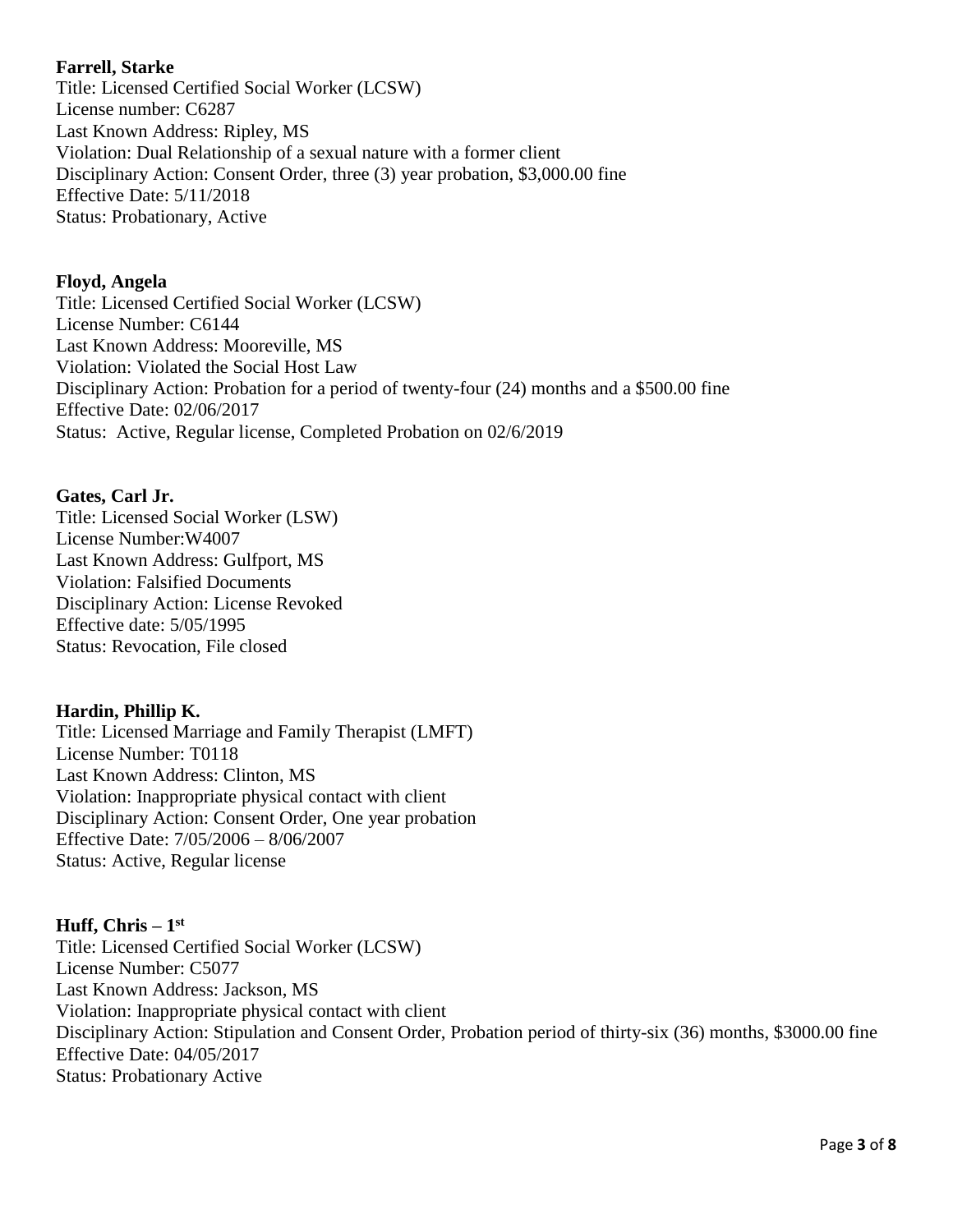**Farrell, Starke**
Title: Licensed Certified Social Worker (LCSW)
License number: C6287
Last Known Address: Ripley, MS
Violation: Dual Relationship of a sexual nature with a former client
Disciplinary Action: Consent Order, three (3) year probation, $3,000.00 fine
Effective Date: 5/11/2018
Status: Probationary, Active

**Floyd, Angela**
Title: Licensed Certified Social Worker (LCSW)
License Number: C6144
Last Known Address: Mooreville, MS
Violation: Violated the Social Host Law
Disciplinary Action: Probation for a period of twenty-four (24) months and a $500.00 fine
Effective Date: 02/06/2017
Status: Active, Regular license, Completed Probation on 02/6/2019

**Gates, Carl Jr.**
Title: Licensed Social Worker (LSW)
License Number:W4007
Last Known Address: Gulfport, MS
Violation: Falsified Documents
Disciplinary Action: License Revoked
Effective date: 5/05/1995
Status: Revocation, File closed

**Hardin, Phillip K.**
Title: Licensed Marriage and Family Therapist (LMFT)
License Number: T0118
Last Known Address: Clinton, MS
Violation: Inappropriate physical contact with client
Disciplinary Action: Consent Order, One year probation
Effective Date: 7/05/2006 – 8/06/2007
Status: Active, Regular license

**Huff, Chris – 1st**
Title: Licensed Certified Social Worker (LCSW)
License Number: C5077
Last Known Address: Jackson, MS
Violation: Inappropriate physical contact with client
Disciplinary Action: Stipulation and Consent Order, Probation period of thirty-six (36) months, $3000.00 fine
Effective Date: 04/05/2017
Status: Probationary Active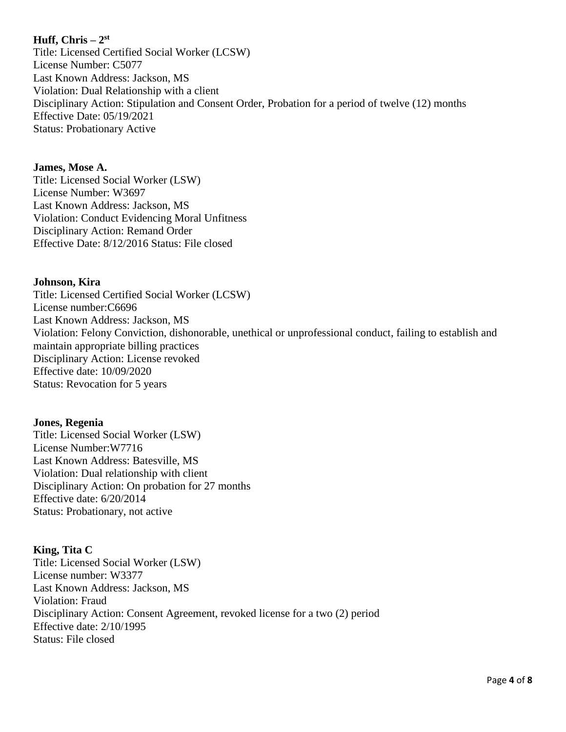**Huff, Chris – 2st**
Title: Licensed Certified Social Worker (LCSW)
License Number: C5077
Last Known Address: Jackson, MS
Violation: Dual Relationship with a client
Disciplinary Action: Stipulation and Consent Order, Probation for a period of twelve (12) months
Effective Date: 05/19/2021
Status: Probationary Active

**James, Mose A.**
Title: Licensed Social Worker (LSW)
License Number: W3697
Last Known Address: Jackson, MS
Violation: Conduct Evidencing Moral Unfitness
Disciplinary Action: Remand Order
Effective Date: 8/12/2016 Status: File closed

**Johnson, Kira**
Title: Licensed Certified Social Worker (LCSW)
License number:C6696
Last Known Address: Jackson, MS
Violation: Felony Conviction, dishonorable, unethical or unprofessional conduct, failing to establish and maintain appropriate billing practices
Disciplinary Action: License revoked
Effective date: 10/09/2020
Status: Revocation for 5 years

**Jones, Regenia**
Title: Licensed Social Worker (LSW)
License Number:W7716
Last Known Address: Batesville, MS
Violation: Dual relationship with client
Disciplinary Action: On probation for 27 months
Effective date: 6/20/2014
Status: Probationary, not active

**King, Tita C**
Title: Licensed Social Worker (LSW)
License number: W3377
Last Known Address: Jackson, MS
Violation: Fraud
Disciplinary Action: Consent Agreement, revoked license for a two (2) period
Effective date: 2/10/1995
Status: File closed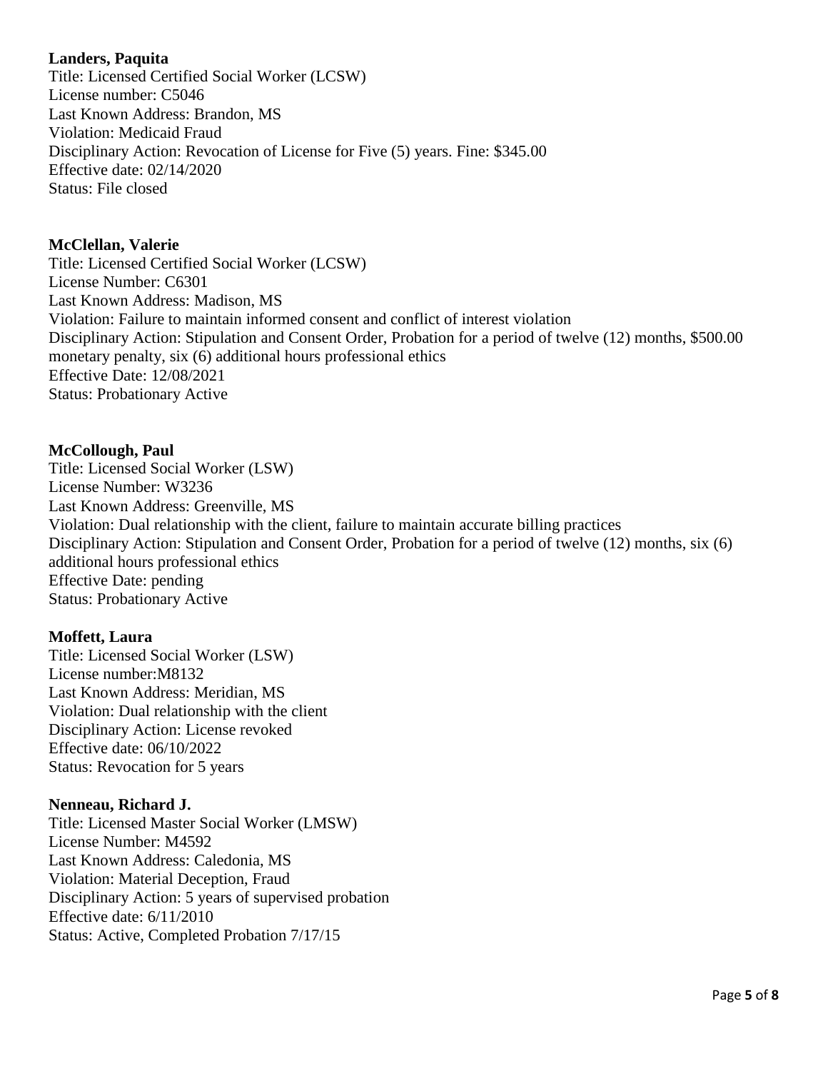**Landers, Paquita**
Title: Licensed Certified Social Worker (LCSW)
License number: C5046
Last Known Address: Brandon, MS
Violation: Medicaid Fraud
Disciplinary Action: Revocation of License for Five (5) years. Fine: $345.00
Effective date: 02/14/2020
Status: File closed

**McClellan, Valerie**
Title: Licensed Certified Social Worker (LCSW)
License Number: C6301
Last Known Address: Madison, MS
Violation: Failure to maintain informed consent and conflict of interest violation
Disciplinary Action: Stipulation and Consent Order, Probation for a period of twelve (12) months, $500.00 monetary penalty, six (6) additional hours professional ethics
Effective Date: 12/08/2021
Status: Probationary Active

**McCollough, Paul**
Title: Licensed Social Worker (LSW)
License Number: W3236
Last Known Address: Greenville, MS
Violation: Dual relationship with the client, failure to maintain accurate billing practices
Disciplinary Action: Stipulation and Consent Order, Probation for a period of twelve (12) months, six (6) additional hours professional ethics
Effective Date: pending
Status: Probationary Active

**Moffett, Laura**
Title: Licensed Social Worker (LSW)
License number:M8132
Last Known Address: Meridian, MS
Violation: Dual relationship with the client
Disciplinary Action: License revoked
Effective date: 06/10/2022
Status: Revocation for 5 years

**Nenneau, Richard J.**
Title: Licensed Master Social Worker (LMSW)
License Number: M4592
Last Known Address: Caledonia, MS
Violation: Material Deception, Fraud
Disciplinary Action: 5 years of supervised probation
Effective date: 6/11/2010
Status: Active, Completed Probation 7/17/15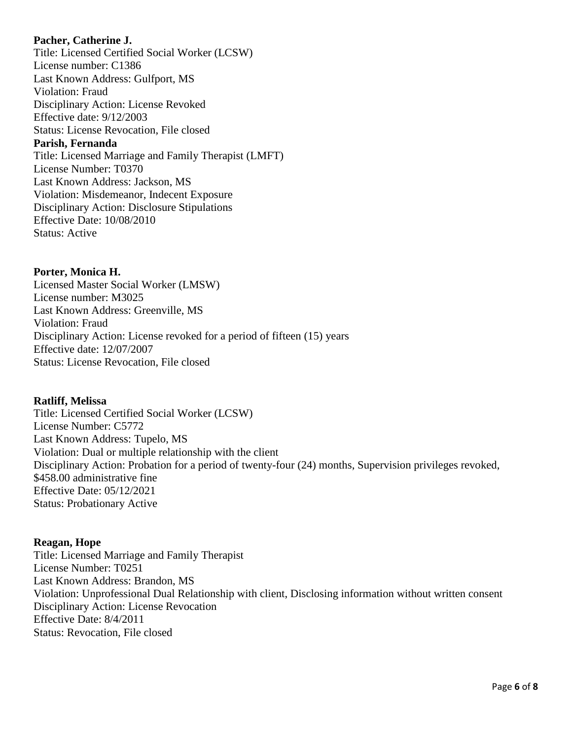**Pacher, Catherine J.**
Title: Licensed Certified Social Worker (LCSW)
License number: C1386
Last Known Address: Gulfport, MS
Violation: Fraud
Disciplinary Action: License Revoked
Effective date: 9/12/2003
Status: License Revocation, File closed

**Parish, Fernanda**
Title: Licensed Marriage and Family Therapist (LMFT)
License Number: T0370
Last Known Address: Jackson, MS
Violation: Misdemeanor, Indecent Exposure
Disciplinary Action: Disclosure Stipulations
Effective Date: 10/08/2010
Status: Active

**Porter, Monica H.**
Licensed Master Social Worker (LMSW)
License number: M3025
Last Known Address: Greenville, MS
Violation: Fraud
Disciplinary Action: License revoked for a period of fifteen (15) years
Effective date: 12/07/2007
Status: License Revocation, File closed

**Ratliff, Melissa**
Title: Licensed Certified Social Worker (LCSW)
License Number: C5772
Last Known Address: Tupelo, MS
Violation: Dual or multiple relationship with the client
Disciplinary Action: Probation for a period of twenty-four (24) months, Supervision privileges revoked, $458.00 administrative fine
Effective Date: 05/12/2021
Status: Probationary Active

**Reagan, Hope**
Title: Licensed Marriage and Family Therapist
License Number: T0251
Last Known Address: Brandon, MS
Violation: Unprofessional Dual Relationship with client, Disclosing information without written consent
Disciplinary Action: License Revocation
Effective Date: 8/4/2011
Status: Revocation, File closed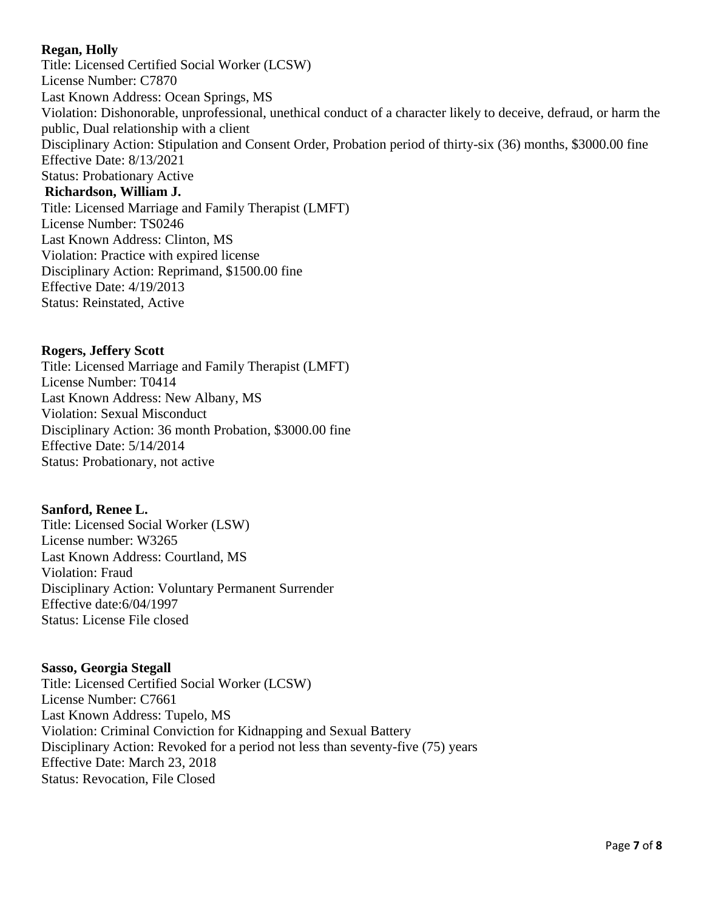**Regan, Holly**
Title: Licensed Certified Social Worker (LCSW)
License Number: C7870
Last Known Address: Ocean Springs, MS
Violation: Dishonorable, unprofessional, unethical conduct of a character likely to deceive, defraud, or harm the public, Dual relationship with a client
Disciplinary Action: Stipulation and Consent Order, Probation period of thirty-six (36) months, $3000.00 fine
Effective Date: 8/13/2021
Status: Probationary Active

**Richardson, William J.**
Title: Licensed Marriage and Family Therapist (LMFT)
License Number: TS0246
Last Known Address: Clinton, MS
Violation: Practice with expired license
Disciplinary Action: Reprimand, $1500.00 fine
Effective Date: 4/19/2013
Status: Reinstated, Active

**Rogers, Jeffery Scott**
Title: Licensed Marriage and Family Therapist (LMFT)
License Number: T0414
Last Known Address: New Albany, MS
Violation: Sexual Misconduct
Disciplinary Action: 36 month Probation, $3000.00 fine
Effective Date: 5/14/2014
Status: Probationary, not active

**Sanford, Renee L.**
Title: Licensed Social Worker (LSW)
License number: W3265
Last Known Address: Courtland, MS
Violation: Fraud
Disciplinary Action: Voluntary Permanent Surrender
Effective date:6/04/1997
Status: License File closed

**Sasso, Georgia Stegall**
Title: Licensed Certified Social Worker (LCSW)
License Number: C7661
Last Known Address: Tupelo, MS
Violation: Criminal Conviction for Kidnapping and Sexual Battery
Disciplinary Action: Revoked for a period not less than seventy-five (75) years
Effective Date: March 23, 2018
Status: Revocation, File Closed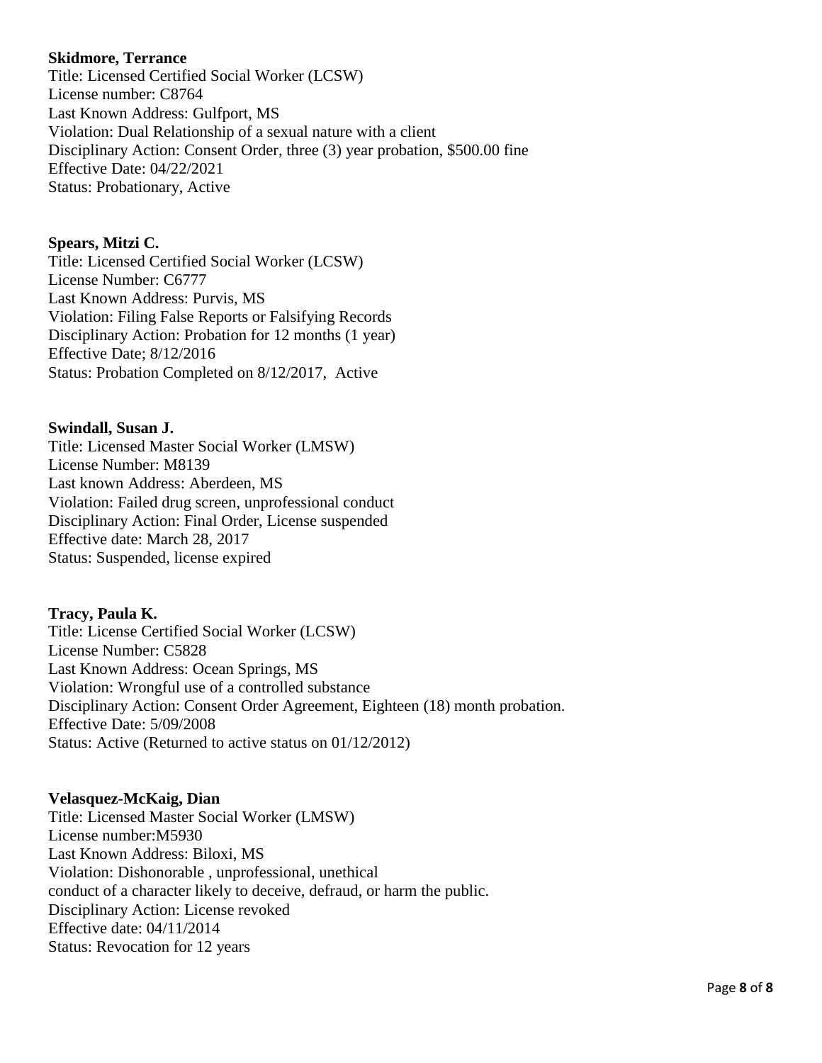**Skidmore, Terrance**
Title: Licensed Certified Social Worker (LCSW)
License number: C8764
Last Known Address: Gulfport, MS
Violation: Dual Relationship of a sexual nature with a client
Disciplinary Action: Consent Order, three (3) year probation, $500.00 fine
Effective Date: 04/22/2021
Status: Probationary, Active

**Spears, Mitzi C.**
Title: Licensed Certified Social Worker (LCSW)
License Number: C6777
Last Known Address: Purvis, MS
Violation: Filing False Reports or Falsifying Records
Disciplinary Action: Probation for 12 months (1 year)
Effective Date; 8/12/2016
Status: Probation Completed on 8/12/2017, Active

**Swindall, Susan J.**
Title: Licensed Master Social Worker (LMSW)
License Number: M8139
Last known Address: Aberdeen, MS
Violation: Failed drug screen, unprofessional conduct
Disciplinary Action: Final Order, License suspended
Effective date: March 28, 2017
Status: Suspended, license expired

**Tracy, Paula K.**
Title: License Certified Social Worker (LCSW)
License Number: C5828
Last Known Address: Ocean Springs, MS
Violation: Wrongful use of a controlled substance
Disciplinary Action: Consent Order Agreement, Eighteen (18) month probation.
Effective Date: 5/09/2008
Status: Active (Returned to active status on 01/12/2012)

**Velasquez-McKaig, Dian**
Title: Licensed Master Social Worker (LMSW)
License number:M5930
Last Known Address: Biloxi, MS
Violation: Dishonorable , unprofessional, unethical
conduct of a character likely to deceive, defraud, or harm the public.
Disciplinary Action: License revoked
Effective date: 04/11/2014
Status: Revocation for 12 years